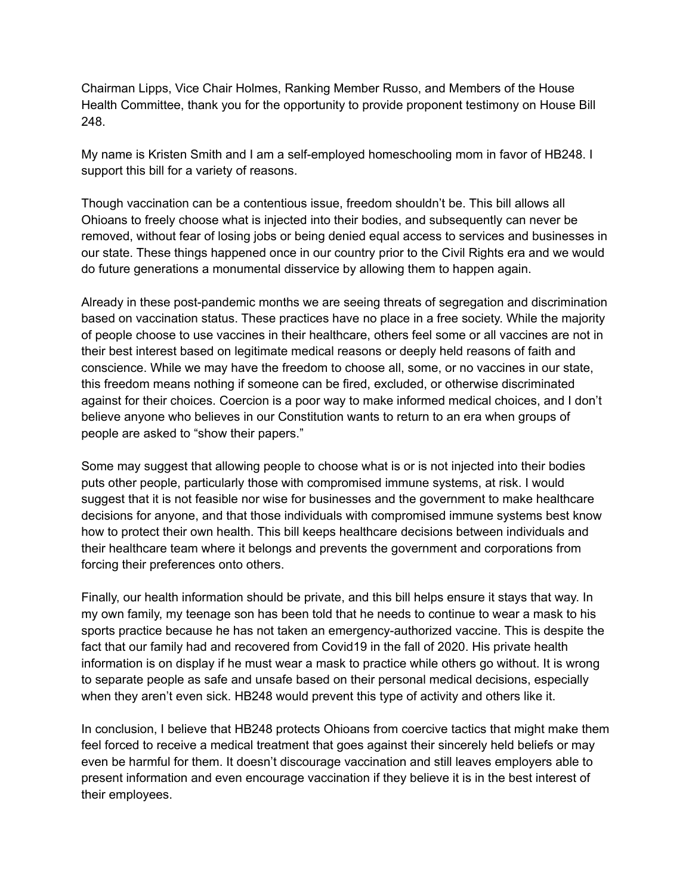Chairman Lipps, Vice Chair Holmes, Ranking Member Russo, and Members of the House Health Committee, thank you for the opportunity to provide proponent testimony on House Bill 248.

My name is Kristen Smith and I am a self-employed homeschooling mom in favor of HB248. I support this bill for a variety of reasons.

Though vaccination can be a contentious issue, freedom shouldn't be. This bill allows all Ohioans to freely choose what is injected into their bodies, and subsequently can never be removed, without fear of losing jobs or being denied equal access to services and businesses in our state. These things happened once in our country prior to the Civil Rights era and we would do future generations a monumental disservice by allowing them to happen again.

Already in these post-pandemic months we are seeing threats of segregation and discrimination based on vaccination status. These practices have no place in a free society. While the majority of people choose to use vaccines in their healthcare, others feel some or all vaccines are not in their best interest based on legitimate medical reasons or deeply held reasons of faith and conscience. While we may have the freedom to choose all, some, or no vaccines in our state, this freedom means nothing if someone can be fired, excluded, or otherwise discriminated against for their choices. Coercion is a poor way to make informed medical choices, and I don't believe anyone who believes in our Constitution wants to return to an era when groups of people are asked to "show their papers."

Some may suggest that allowing people to choose what is or is not injected into their bodies puts other people, particularly those with compromised immune systems, at risk. I would suggest that it is not feasible nor wise for businesses and the government to make healthcare decisions for anyone, and that those individuals with compromised immune systems best know how to protect their own health. This bill keeps healthcare decisions between individuals and their healthcare team where it belongs and prevents the government and corporations from forcing their preferences onto others.

Finally, our health information should be private, and this bill helps ensure it stays that way. In my own family, my teenage son has been told that he needs to continue to wear a mask to his sports practice because he has not taken an emergency-authorized vaccine. This is despite the fact that our family had and recovered from Covid19 in the fall of 2020. His private health information is on display if he must wear a mask to practice while others go without. It is wrong to separate people as safe and unsafe based on their personal medical decisions, especially when they aren't even sick. HB248 would prevent this type of activity and others like it.

In conclusion, I believe that HB248 protects Ohioans from coercive tactics that might make them feel forced to receive a medical treatment that goes against their sincerely held beliefs or may even be harmful for them. It doesn't discourage vaccination and still leaves employers able to present information and even encourage vaccination if they believe it is in the best interest of their employees.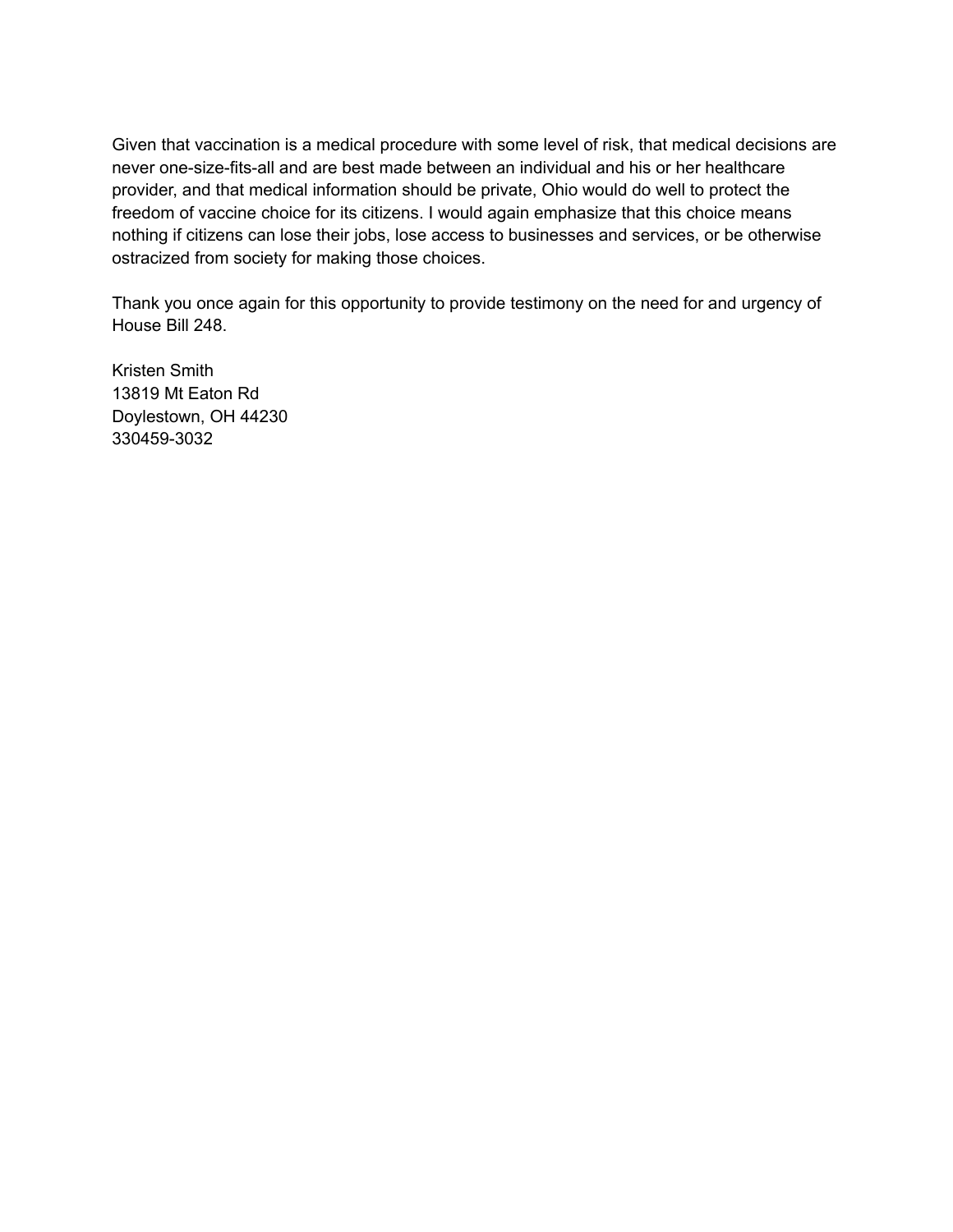Given that vaccination is a medical procedure with some level of risk, that medical decisions are never one-size-fits-all and are best made between an individual and his or her healthcare provider, and that medical information should be private, Ohio would do well to protect the freedom of vaccine choice for its citizens. I would again emphasize that this choice means nothing if citizens can lose their jobs, lose access to businesses and services, or be otherwise ostracized from society for making those choices.

Thank you once again for this opportunity to provide testimony on the need for and urgency of House Bill 248.

Kristen Smith
13819 Mt Eaton Rd
Doylestown, OH 44230
330459-3032